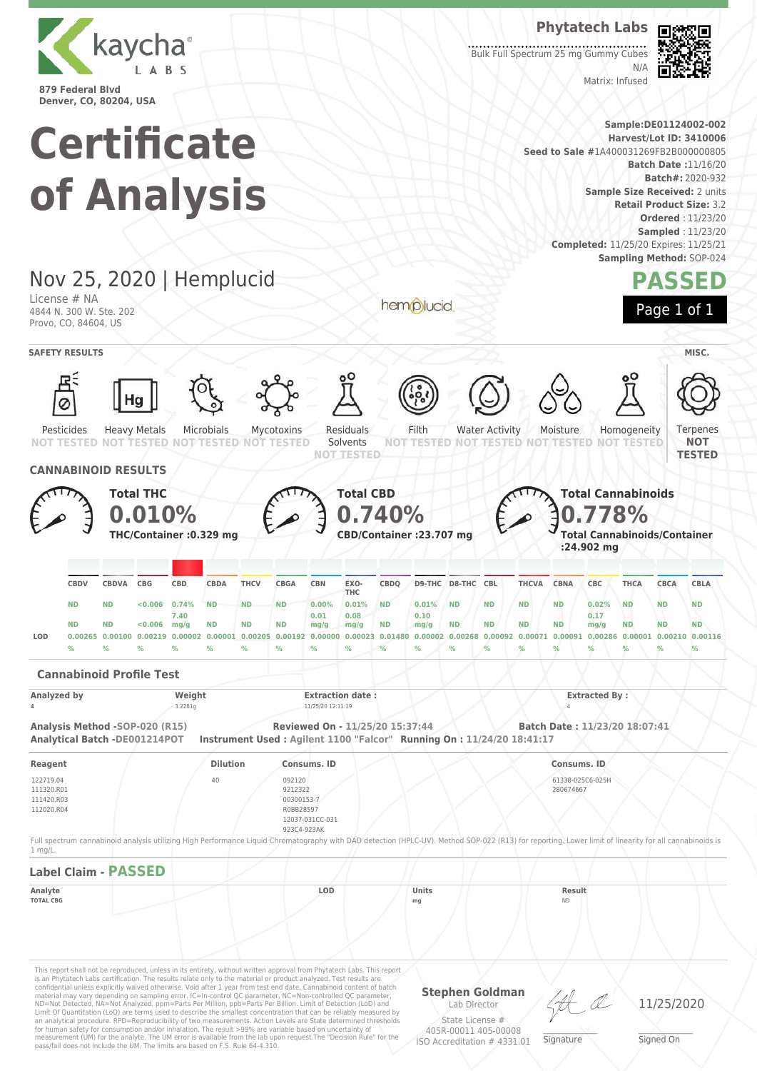kaycha LABS

879 Federal Blvd
Denver, CO, 80204, USA

**Phytatech Labs**

Bulk Full Spectrum 25 mg Gummy Cubes
N/A
Matrix: Infused

# Certificate of Analysis

**Sample:** DE01124002-002
**Harvest/Lot ID:** 3410006
**Seed to Sale** #1A400031269FB2B000000805
**Batch Date:** 11/16/20
**Batch#:** 2020-932
**Sample Size Received:** 2 units
**Retail Product Size:** 3.2
**Ordered:** 11/23/20
**Sampled:** 11/23/20
**Completed:** 11/25/20 Expires: 11/25/21
**Sampling Method:** SOP-024

## Nov 25, 2020 | Hemplucid

License # NA
4844 N. 300 W. Ste. 202
Provo, CO, 84604, US

hemplucid

**PASSED**

### SAFETY RESULTS

| Pesticides | Heavy Metals | Microbials | Mycotoxins | Residuals Solvents | Filth | Water Activity | Moisture | Homogeneity |
|---|---|---|---|---|---|---|---|---|
| NOT TESTED | NOT TESTED | NOT TESTED | NOT TESTED | NOT TESTED | NOT TESTED | NOT TESTED | NOT TESTED | NOT TESTED |

**MISC.**

Terpenes **NOT TESTED**

### CANNABINOID RESULTS

**Total THC**
**0.010%**
**THC/Container :0.329 mg**

**Total CBD**
**0.740%**
**CBD/Container :23.707 mg**

**Total Cannabinoids**
**0.778%**
**Total Cannabinoids/Container :24.902 mg**

| | CBDV | CBDVA | CBG | CBD | CBDA | THCV | CBGA | CBN | EXO-THC | CBDQ | D9-THC | D8-THC | CBL | THCVA | CBNA | CBC | THCA | CBCA | CBLA |
|---|---|---|---|---|---|---|---|---|---|---|---|---|---|---|---|---|---|---|---|
| % | ND | ND | <0.006 | 0.74% | ND | ND | ND | 0.00% | 0.01% | ND | 0.01% | ND | ND | ND | ND | 0.02% | ND | ND | ND |
| mg/g | ND | ND | <0.006 | 7.40 mg/g | ND | ND | ND | 0.01 mg/g | 0.08 mg/g | ND | 0.10 mg/g | ND | ND | ND | ND | 0.17 mg/g | ND | ND | ND |
| LOD | 0.00265 % | 0.00100 % | 0.00219 % | 0.00002 % | 0.00001 % | 0.00205 % | 0.00192 % | 0.00000 % | 0.00023 % | 0.01480 % | 0.00002 % | 0.00268 % | 0.00092 % | 0.00071 % | 0.00091 % | 0.00286 % | 0.00001 % | 0.00210 % | 0.00116 % |

### Cannabinoid Profile Test

| Analyzed by | Weight | Extraction date : | Extracted By : |
|---|---|---|---|
| 4 | 3.2281g | 11/25/20 12:11:19 | 4 |

**Analysis Method** -SOP-020 (R15) **Reviewed On** - 11/25/20 15:37:44 **Batch Date :** 11/23/20 18:07:41
**Analytical Batch** -DE001214POT **Instrument Used :** Agilent 1100 "Falcor" **Running On :** 11/24/20 18:41:17

| Reagent | Dilution | Consums. ID | Consums. ID |
|---|---|---|---|
| 122719.04<br>111320.R01<br>111420.R03<br>112020.R04 | 40 | 092120<br>9212322<br>00300153-7<br>R0BB28597<br>12037-031CC-031<br>923C4-923AK | 61338-025C6-025H<br>280674667 |

Full spectrum cannabinoid analysis utilizing High Performance Liquid Chromatography with DAD detection (HPLC-UV). Method SOP-022 (R13) for reporting. Lower limit of linearity for all cannabinoids is 1 mg/L.

### Label Claim - PASSED

| Analyte | LOD | Units | Result |
|---|---|---|---|
| TOTAL CBG | | mg | ND |

This report shall not be reproduced, unless in its entirety, without written approval from Phytatech Labs. This report is an Phytatech Labs certification. The results relate only to the material or product analyzed. Test results are confidential unless explicitly waived otherwise. Void after 1 year from test end date. Cannabinoid content of batch material may vary depending on sampling error. IC=In-control QC parameter, NC=Non-controlled QC parameter, ND=Not Detected, NA=Not Analyzed, ppm=Parts Per Million, ppb=Parts Per Billion. Limit of Detection (LoD) and Limit Of Quantitation (LoQ) are terms used to describe the smallest concentration that can be reliably measured by an analytical procedure. RPD=Reproducibility of two measurements. Action Levels are State determined thresholds for human safety for consumption and/or inhalation. The result >99% are variable based on uncertainty of measurement (UM) for the analyte. The UM error is available from the lab upon request.The "Decision Rule" for the pass/fail does not include the UM. The limits are based on F.S. Rule 64-4.310.

**Stephen Goldman**
Lab Director
State License #
405R-00011 405-00008
ISO Accreditation # 4331.01

Signature

11/25/2020
Signed On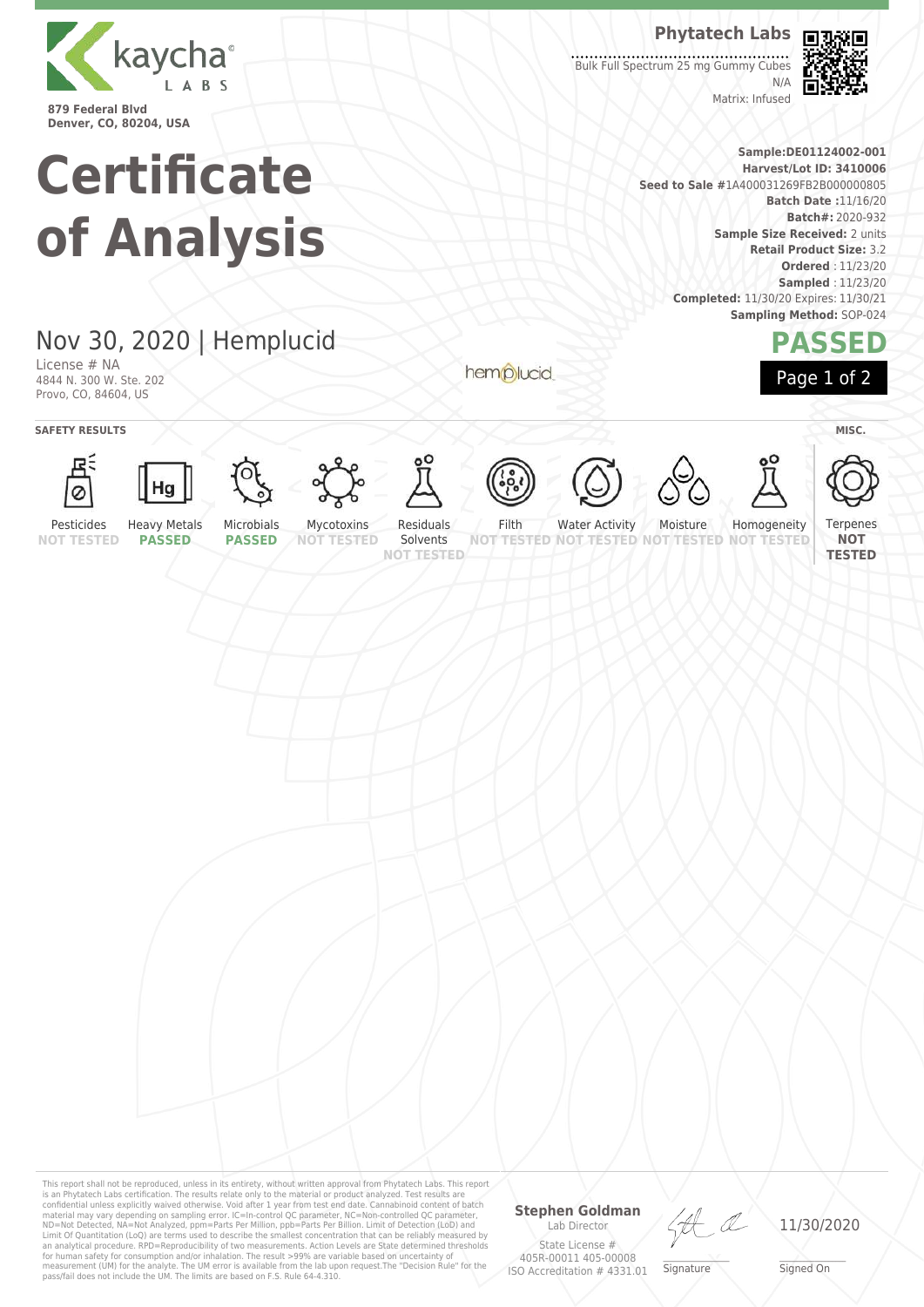**kaycha LABS**

**879 Federal Blvd**
**Denver, CO, 80204, USA**

# Certificate of Analysis

**Phytatech Labs**

Bulk Full Spectrum 25 mg Gummy Cubes
N/A
Matrix: Infused

**Sample:**DE01124002-001
**Harvest/Lot ID:** 3410006
**Seed to Sale** #1A400031269FB2B000000805
**Batch Date :**11/16/20
**Batch#:** 2020-932
**Sample Size Received:** 2 units
**Retail Product Size:** 3.2
**Ordered** : 11/23/20
**Sampled** : 11/23/20
**Completed:** 11/30/20 Expires: 11/30/21
**Sampling Method:** SOP-024

## Nov 30, 2020 | Hemplucid

License # NA
4844 N. 300 W. Ste. 202
Provo, CO, 84604, US

hemplucid

**PASSED**

**SAFETY RESULTS**

| Pesticides | Heavy Metals | Microbials | Mycotoxins | Residuals Solvents | Filth | Water Activity | Moisture | Homogeneity |
|---|---|---|---|---|---|---|---|---|
| NOT TESTED | PASSED | PASSED | NOT TESTED | NOT TESTED | NOT TESTED | NOT TESTED | NOT TESTED | NOT TESTED |

**MISC.**

| Terpenes |
|---|
| NOT TESTED |

This report shall not be reproduced, unless in its entirety, without written approval from Phytatech Labs. This report is an Phytatech Labs certification. The results relate only to the material or product analyzed. Test results are confidential unless explicitly waived otherwise. Void after 1 year from test end date. Cannabinoid content of batch material may vary depending on sampling error. IC=In-control QC parameter, NC=Non-controlled QC parameter, ND=Not Detected, NA=Not Analyzed, ppm=Parts Per Million, ppb=Parts Per Billion. Limit of Detection (LoD) and Limit Of Quantitation (LoQ) are terms used to describe the smallest concentration that can be reliably measured by an analytical procedure. RPD=Reproducibility of two measurements. Action Levels are State determined thresholds for human safety for consumption and/or inhalation. The result >99% are variable based on uncertainty of measurement (UM) for the analyte. The UM error is available from the lab upon request.The "Decision Rule" for the pass/fail does not include the UM. The limits are based on F.S. Rule 64-4.310.

**Stephen Goldman**
Lab Director
State License #
405R-00011 405-00008
ISO Accreditation # 4331.01

Signature

11/30/2020
Signed On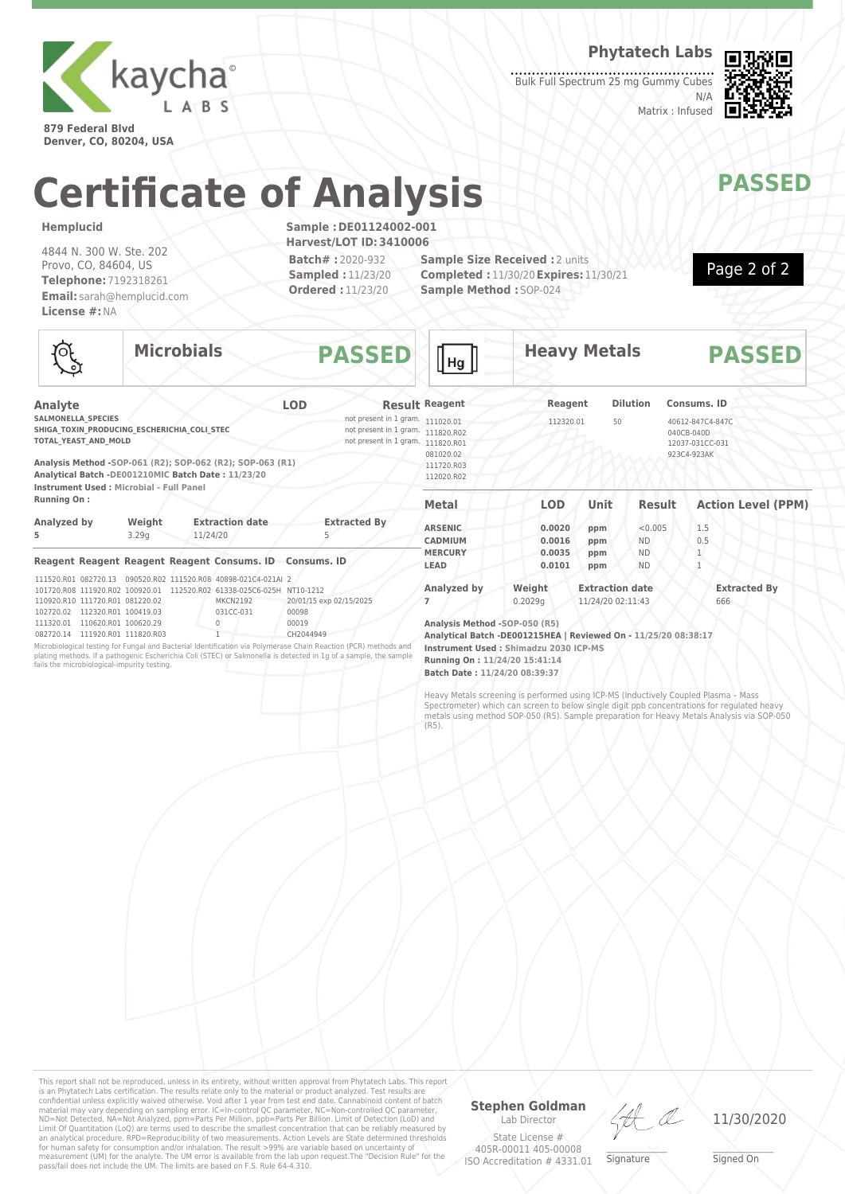kaycha LABS

879 Federal Blvd
Denver, CO, 80204, USA

**Phytatech Labs**

Bulk Full Spectrum 25 mg Gummy Cubes
N/A
Matrix : Infused

# Certificate of Analysis

## PASSED

**Hemplucid**

4844 N. 300 W. Ste. 202
Provo, CO, 84604, US
**Telephone:** 7192318261
**Email:** sarah@hemplucid.com
**License #:** NA

**Sample : DE01124002-001**
**Harvest/LOT ID: 3410006**
**Batch# :** 2020-932
**Sampled :** 11/23/20
**Ordered :** 11/23/20

**Sample Size Received :** 2 units
**Completed :** 11/30/20 **Expires:** 11/30/21
**Sample Method :** SOP-024

## Microbials — PASSED

| Analyte | LOD | Result |
|---|---|---|
| SALMONELLA_SPECIES | | not present in 1 gram. |
| SHIGA_TOXIN_PRODUCING_ESCHERICHIA_COLI_STEC | | not present in 1 gram. |
| TOTAL_YEAST_AND_MOLD | | not present in 1 gram. |

**Analysis Method** -SOP-061 (R2); SOP-062 (R2); SOP-063 (R1)
**Analytical Batch** -DE001210MIC **Batch Date :** 11/23/20
**Instrument Used :** Microbial - Full Panel
**Running On :**

| Analyzed by | Weight | Extraction date | Extracted By |
|---|---|---|---|
| 5 | 3.29g | 11/24/20 | 5 |

| Reagent | Reagent | Reagent | Reagent | Consums. ID | Consums. ID |
|---|---|---|---|---|---|
| 111520.R01 | 082720.13 | 090520.R02 | 111520.R08 | 40898-021C4-021AI | 2 |
| 101720.R08 | 111920.R02 | 100920.01 | 112520.R02 | 61338-025C6-025H | NT10-1212 |
| 110920.R10 | 111720.R01 | 081220.02 | | MKCN2192 | 20/01/15 exp 02/15/2025 |
| 102720.02 | 112320.R01 | 100419.03 | | 031CC-031 | 00098 |
| 111320.01 | 110620.R01 | 100620.29 | | 0 | 00019 |
| 082720.14 | 111920.R01 | 111820.R03 | | 1 | CH2044949 |

Microbiological testing for Fungal and Bacterial Identification via Polymerase Chain Reaction (PCR) methods and plating methods. If a pathogenic Escherichia Coli (STEC) or Salmonella is detected in 1g of a sample, the sample fails the microbiological-impurity testing.

## Heavy Metals — PASSED

| Reagent | Reagent | Dilution | Consums. ID |
|---|---|---|---|
| 111020.01 | 112320.01 | 50 | 40612-847C4-847C |
| 111820.R02 | | | 040CB-040D |
| 111820.R01 | | | 12037-031CC-031 |
| 081020.02 | | | 923C4-923AK |
| 111720.R03 | | | |
| 112020.R02 | | | |

| Metal | LOD | Unit | Result | Action Level (PPM) |
|---|---|---|---|---|
| ARSENIC | 0.0020 | ppm | <0.005 | 1.5 |
| CADMIUM | 0.0016 | ppm | ND | 0.5 |
| MERCURY | 0.0035 | ppm | ND | 1 |
| LEAD | 0.0101 | ppm | ND | 1 |

| Analyzed by | Weight | Extraction date | Extracted By |
|---|---|---|---|
| 7 | 0.2029g | 11/24/20 02:11:43 | 666 |

**Analysis Method** -SOP-050 (R5)
**Analytical Batch** -DE001215HEA | **Reviewed On** - 11/25/20 08:38:17
**Instrument Used :** Shimadzu 2030 ICP-MS
**Running On :** 11/24/20 15:41:14
**Batch Date :** 11/24/20 08:39:37

Heavy Metals screening is performed using ICP-MS (Inductively Coupled Plasma - Mass Spectrometer) which can screen to below single digit ppb concentrations for regulated heavy metals using method SOP-050 (R5). Sample preparation for Heavy Metals Analysis via SOP-050 (R5).

This report shall not be reproduced, unless in its entirety, without written approval from Phytatech Labs. This report is an Phytatech Labs certification. The results relate only to the material or product analyzed. Test results are confidential unless explicitly waived otherwise. Void after 1 year from test end date. Cannabinoid content of batch material may vary depending on sampling error. IC=In-control QC parameter, NC=Non-controlled QC parameter, ND=Not Detected, NA=Not Analyzed, ppm=Parts Per Million, ppb=Parts Per Billion. Limit of Detection (LoD) and Limit Of Quantitation (LoQ) are terms used to describe the smallest concentration that can be reliably measured by an analytical procedure. RPD=Reproducibility of two measurements. Action Levels are State determined thresholds for human safety for consumption and/or inhalation. The result >99% are variable based on uncertainty of measurement (UM) for the analyte. The UM error is available from the lab upon request.The "Decision Rule" for the pass/fail does not include the UM. The limits are based on F.S. Rule 64-4.310.

**Stephen Goldman**
Lab Director
State License #
405R-00011 405-00008
ISO Accreditation # 4331.01

Signature

11/30/2020
Signed On